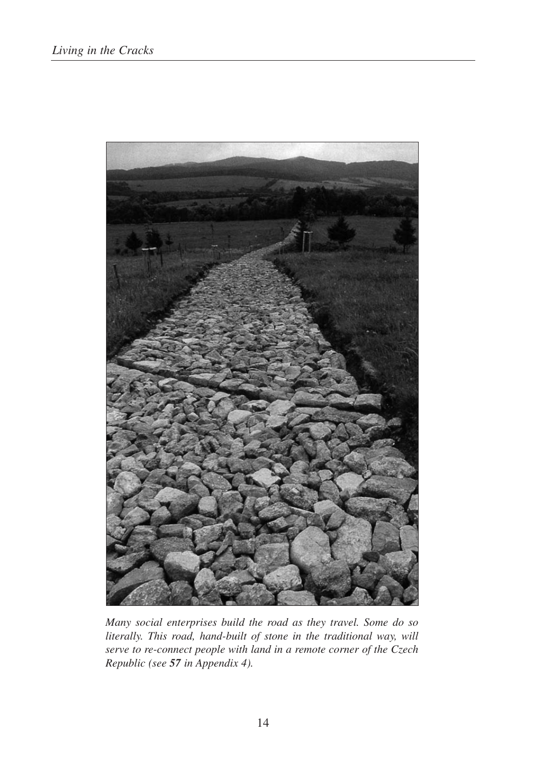*Many social enterprises build the road as they travel. Some do so literally. This road, hand-built of stone in the traditional way, will serve to re-connect people with land in a remote corner of the Czech Republic (see **57** in Appendix 4).*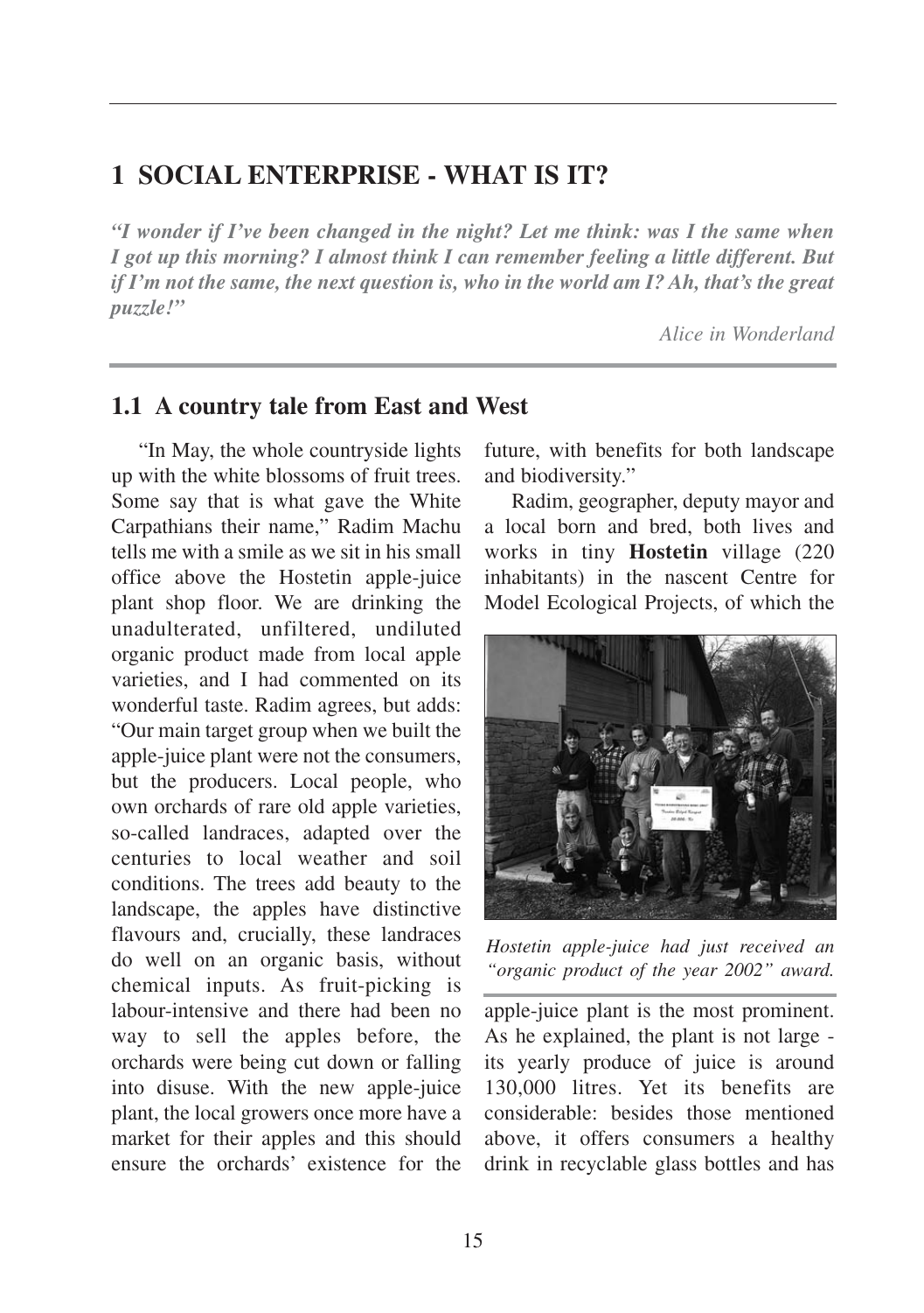# 1 SOCIAL ENTERPRISE - WHAT IS IT?

***"I wonder if I've been changed in the night? Let me think: was I the same when I got up this morning? I almost think I can remember feeling a little different. But if I'm not the same, the next question is, who in the world am I? Ah, that's the great puzzle!"***

*Alice in Wonderland*

## 1.1 A country tale from East and West

"In May, the whole countryside lights up with the white blossoms of fruit trees. Some say that is what gave the White Carpathians their name," Radim Machu tells me with a smile as we sit in his small office above the Hostetin apple-juice plant shop floor. We are drinking the unadulterated, unfiltered, undiluted organic product made from local apple varieties, and I had commented on its wonderful taste. Radim agrees, but adds: "Our main target group when we built the apple-juice plant were not the consumers, but the producers. Local people, who own orchards of rare old apple varieties, so-called landraces, adapted over the centuries to local weather and soil conditions. The trees add beauty to the landscape, the apples have distinctive flavours and, crucially, these landraces do well on an organic basis, without chemical inputs. As fruit-picking is labour-intensive and there had been no way to sell the apples before, the orchards were being cut down or falling into disuse. With the new apple-juice plant, the local growers once more have a market for their apples and this should ensure the orchards' existence for the future, with benefits for both landscape and biodiversity."

Radim, geographer, deputy mayor and a local born and bred, both lives and works in tiny **Hostetin** village (220 inhabitants) in the nascent Centre for Model Ecological Projects, of which the apple-juice plant is the most prominent. As he explained, the plant is not large - its yearly produce of juice is around 130,000 litres. Yet its benefits are considerable: besides those mentioned above, it offers consumers a healthy drink in recyclable glass bottles and has

*Hostetin apple-juice had just received an "organic product of the year 2002" award.*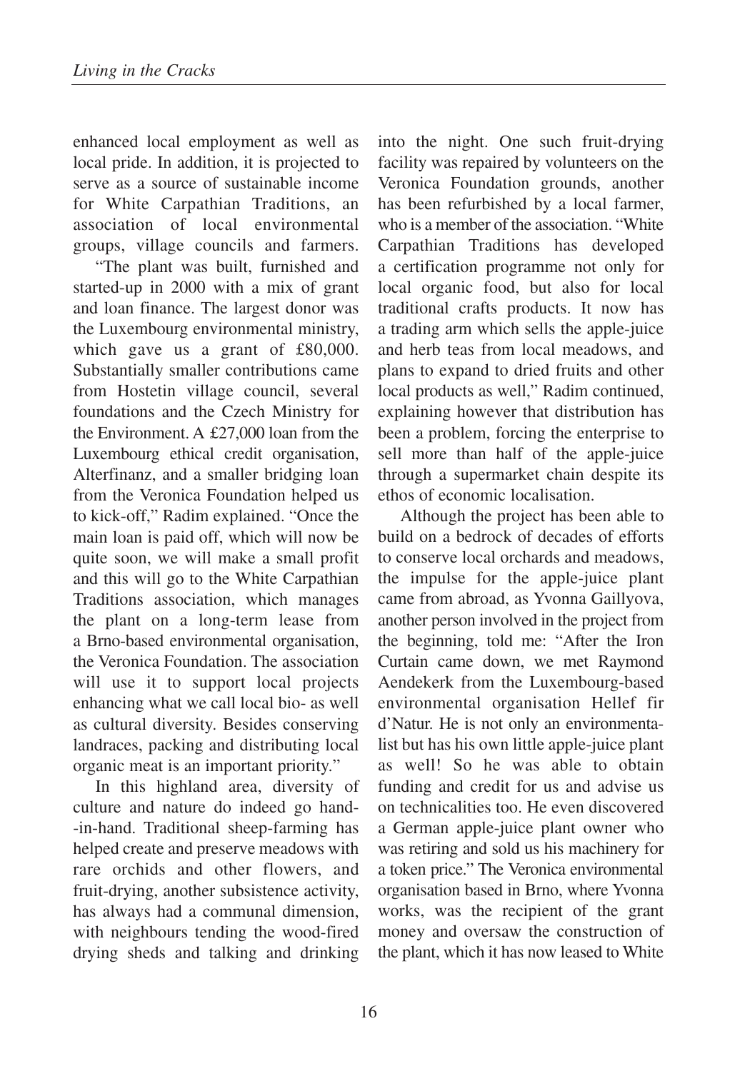enhanced local employment as well as local pride. In addition, it is projected to serve as a source of sustainable income for White Carpathian Traditions, an association of local environmental groups, village councils and farmers.

"The plant was built, furnished and started-up in 2000 with a mix of grant and loan finance. The largest donor was the Luxembourg environmental ministry, which gave us a grant of £80,000. Substantially smaller contributions came from Hostetin village council, several foundations and the Czech Ministry for the Environment. A £27,000 loan from the Luxembourg ethical credit organisation, Alterfinanz, and a smaller bridging loan from the Veronica Foundation helped us to kick-off," Radim explained. "Once the main loan is paid off, which will now be quite soon, we will make a small profit and this will go to the White Carpathian Traditions association, which manages the plant on a long-term lease from a Brno-based environmental organisation, the Veronica Foundation. The association will use it to support local projects enhancing what we call local bio- as well as cultural diversity. Besides conserving landraces, packing and distributing local organic meat is an important priority."

In this highland area, diversity of culture and nature do indeed go hand-in-hand. Traditional sheep-farming has helped create and preserve meadows with rare orchids and other flowers, and fruit-drying, another subsistence activity, has always had a communal dimension, with neighbours tending the wood-fired drying sheds and talking and drinking into the night. One such fruit-drying facility was repaired by volunteers on the Veronica Foundation grounds, another has been refurbished by a local farmer, who is a member of the association. "White Carpathian Traditions has developed a certification programme not only for local organic food, but also for local traditional crafts products. It now has a trading arm which sells the apple-juice and herb teas from local meadows, and plans to expand to dried fruits and other local products as well," Radim continued, explaining however that distribution has been a problem, forcing the enterprise to sell more than half of the apple-juice through a supermarket chain despite its ethos of economic localisation.

Although the project has been able to build on a bedrock of decades of efforts to conserve local orchards and meadows, the impulse for the apple-juice plant came from abroad, as Yvonna Gaillyova, another person involved in the project from the beginning, told me: "After the Iron Curtain came down, we met Raymond Aendekerk from the Luxembourg-based environmental organisation Hellef fir d'Natur. He is not only an environmentalist but has his own little apple-juice plant as well! So he was able to obtain funding and credit for us and advise us on technicalities too. He even discovered a German apple-juice plant owner who was retiring and sold us his machinery for a token price." The Veronica environmental organisation based in Brno, where Yvonna works, was the recipient of the grant money and oversaw the construction of the plant, which it has now leased to White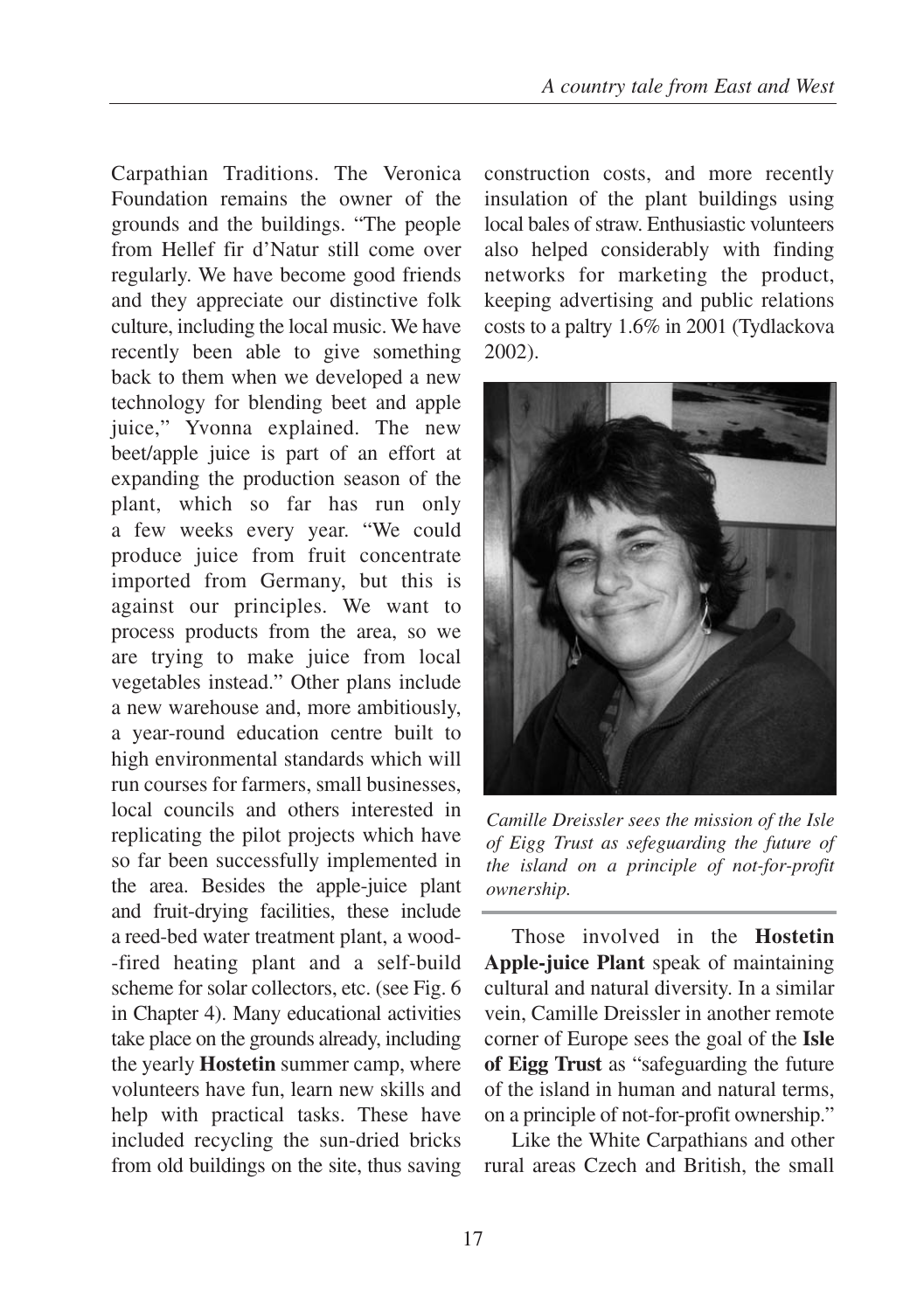Carpathian Traditions. The Veronica Foundation remains the owner of the grounds and the buildings. "The people from Hellef fir d'Natur still come over regularly. We have become good friends and they appreciate our distinctive folk culture, including the local music. We have recently been able to give something back to them when we developed a new technology for blending beet and apple juice," Yvonna explained. The new beet/apple juice is part of an effort at expanding the production season of the plant, which so far has run only a few weeks every year. "We could produce juice from fruit concentrate imported from Germany, but this is against our principles. We want to process products from the area, so we are trying to make juice from local vegetables instead." Other plans include a new warehouse and, more ambitiously, a year-round education centre built to high environmental standards which will run courses for farmers, small businesses, local councils and others interested in replicating the pilot projects which have so far been successfully implemented in the area. Besides the apple-juice plant and fruit-drying facilities, these include a reed-bed water treatment plant, a wood-fired heating plant and a self-build scheme for solar collectors, etc. (see Fig. 6 in Chapter 4). Many educational activities take place on the grounds already, including the yearly **Hostetin** summer camp, where volunteers have fun, learn new skills and help with practical tasks. These have included recycling the sun-dried bricks from old buildings on the site, thus saving construction costs, and more recently insulation of the plant buildings using local bales of straw. Enthusiastic volunteers also helped considerably with finding networks for marketing the product, keeping advertising and public relations costs to a paltry 1.6% in 2001 (Tydlackova 2002).

*Camille Dreissler sees the mission of the Isle of Eigg Trust as sefeguarding the future of the island on a principle of not-for-profit ownership.*

Those involved in the **Hostetin Apple-juice Plant** speak of maintaining cultural and natural diversity. In a similar vein, Camille Dreissler in another remote corner of Europe sees the goal of the **Isle of Eigg Trust** as "safeguarding the future of the island in human and natural terms, on a principle of not-for-profit ownership."

Like the White Carpathians and other rural areas Czech and British, the small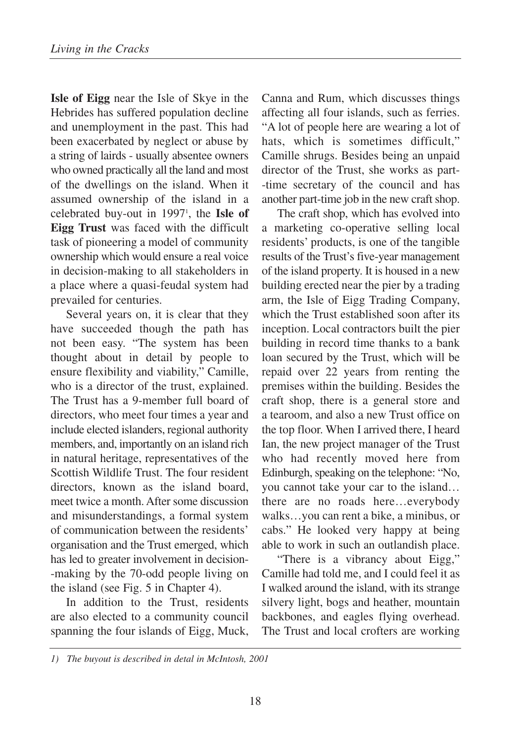**Isle of Eigg** near the Isle of Skye in the Hebrides has suffered population decline and unemployment in the past. This had been exacerbated by neglect or abuse by a string of lairds - usually absentee owners who owned practically all the land and most of the dwellings on the island. When it assumed ownership of the island in a celebrated buy-out in 1997[1], the **Isle of Eigg Trust** was faced with the difficult task of pioneering a model of community ownership which would ensure a real voice in decision-making to all stakeholders in a place where a quasi-feudal system had prevailed for centuries.

Several years on, it is clear that they have succeeded though the path has not been easy. "The system has been thought about in detail by people to ensure flexibility and viability," Camille, who is a director of the trust, explained. The Trust has a 9-member full board of directors, who meet four times a year and include elected islanders, regional authority members, and, importantly on an island rich in natural heritage, representatives of the Scottish Wildlife Trust. The four resident directors, known as the island board, meet twice a month. After some discussion and misunderstandings, a formal system of communication between the residents' organisation and the Trust emerged, which has led to greater involvement in decision-making by the 70-odd people living on the island (see Fig. 5 in Chapter 4).

In addition to the Trust, residents are also elected to a community council spanning the four islands of Eigg, Muck, Canna and Rum, which discusses things affecting all four islands, such as ferries. "A lot of people here are wearing a lot of hats, which is sometimes difficult," Camille shrugs. Besides being an unpaid director of the Trust, she works as part-time secretary of the council and has another part-time job in the new craft shop.

The craft shop, which has evolved into a marketing co-operative selling local residents' products, is one of the tangible results of the Trust's five-year management of the island property. It is housed in a new building erected near the pier by a trading arm, the Isle of Eigg Trading Company, which the Trust established soon after its inception. Local contractors built the pier building in record time thanks to a bank loan secured by the Trust, which will be repaid over 22 years from renting the premises within the building. Besides the craft shop, there is a general store and a tearoom, and also a new Trust office on the top floor. When I arrived there, I heard Ian, the new project manager of the Trust who had recently moved here from Edinburgh, speaking on the telephone: "No, you cannot take your car to the island… there are no roads here…everybody walks…you can rent a bike, a minibus, or cabs." He looked very happy at being able to work in such an outlandish place.

"There is a vibrancy about Eigg," Camille had told me, and I could feel it as I walked around the island, with its strange silvery light, bogs and heather, mountain backbones, and eagles flying overhead. The Trust and local crofters are working

*1) The buyout is described in detal in McIntosh, 2001*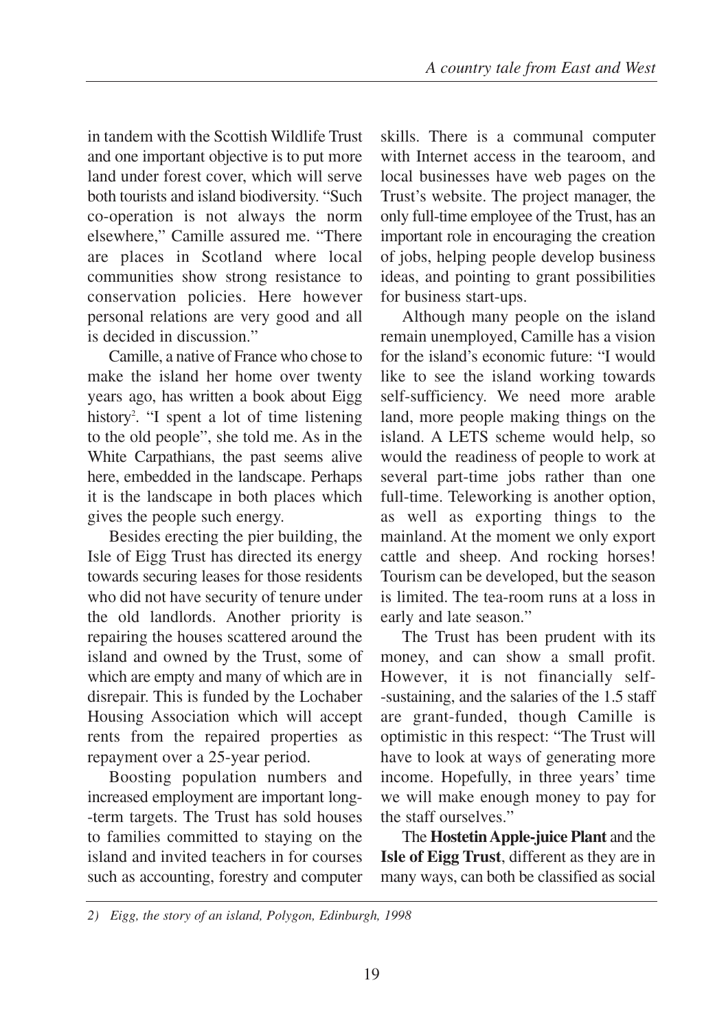in tandem with the Scottish Wildlife Trust and one important objective is to put more land under forest cover, which will serve both tourists and island biodiversity. "Such co-operation is not always the norm elsewhere," Camille assured me. "There are places in Scotland where local communities show strong resistance to conservation policies. Here however personal relations are very good and all is decided in discussion."

Camille, a native of France who chose to make the island her home over twenty years ago, has written a book about Eigg history[2]. "I spent a lot of time listening to the old people", she told me. As in the White Carpathians, the past seems alive here, embedded in the landscape. Perhaps it is the landscape in both places which gives the people such energy.

Besides erecting the pier building, the Isle of Eigg Trust has directed its energy towards securing leases for those residents who did not have security of tenure under the old landlords. Another priority is repairing the houses scattered around the island and owned by the Trust, some of which are empty and many of which are in disrepair. This is funded by the Lochaber Housing Association which will accept rents from the repaired properties as repayment over a 25-year period.

Boosting population numbers and increased employment are important long-term targets. The Trust has sold houses to families committed to staying on the island and invited teachers in for courses such as accounting, forestry and computer skills. There is a communal computer with Internet access in the tearoom, and local businesses have web pages on the Trust's website. The project manager, the only full-time employee of the Trust, has an important role in encouraging the creation of jobs, helping people develop business ideas, and pointing to grant possibilities for business start-ups.

Although many people on the island remain unemployed, Camille has a vision for the island's economic future: "I would like to see the island working towards self-sufficiency. We need more arable land, more people making things on the island. A LETS scheme would help, so would the readiness of people to work at several part-time jobs rather than one full-time. Teleworking is another option, as well as exporting things to the mainland. At the moment we only export cattle and sheep. And rocking horses! Tourism can be developed, but the season is limited. The tea-room runs at a loss in early and late season."

The Trust has been prudent with its money, and can show a small profit. However, it is not financially self-sustaining, and the salaries of the 1.5 staff are grant-funded, though Camille is optimistic in this respect: "The Trust will have to look at ways of generating more income. Hopefully, in three years' time we will make enough money to pay for the staff ourselves."

The **Hostetin Apple-juice Plant** and the **Isle of Eigg Trust**, different as they are in many ways, can both be classified as social

*2) Eigg, the story of an island, Polygon, Edinburgh, 1998*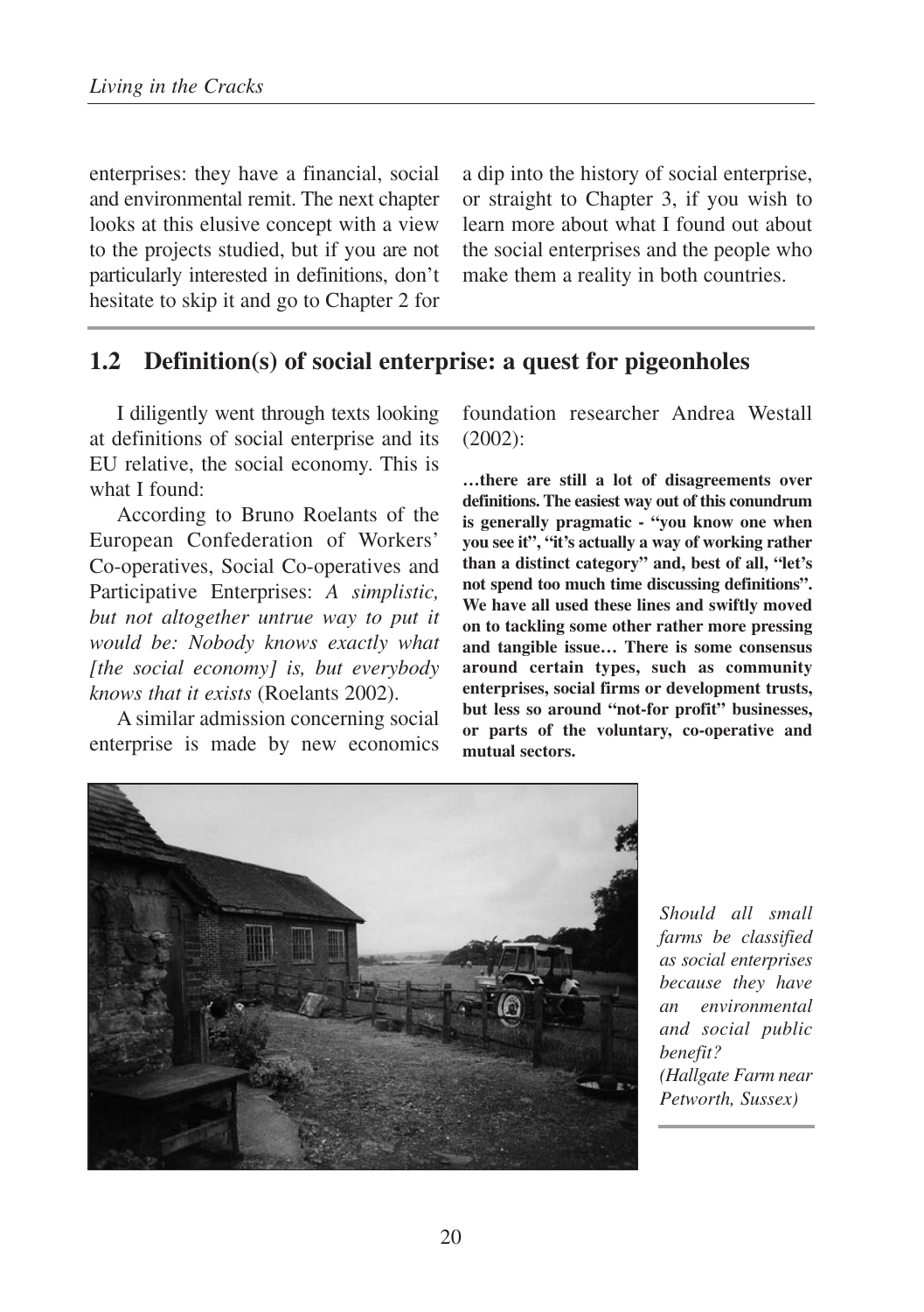enterprises: they have a financial, social and environmental remit. The next chapter looks at this elusive concept with a view to the projects studied, but if you are not particularly interested in definitions, don't hesitate to skip it and go to Chapter 2 for a dip into the history of social enterprise, or straight to Chapter 3, if you wish to learn more about what I found out about the social enterprises and the people who make them a reality in both countries.

## 1.2 Definition(s) of social enterprise: a quest for pigeonholes

I diligently went through texts looking at definitions of social enterprise and its EU relative, the social economy. This is what I found:

According to Bruno Roelants of the European Confederation of Workers' Co-operatives, Social Co-operatives and Participative Enterprises: *A simplistic, but not altogether untrue way to put it would be: Nobody knows exactly what [the social economy] is, but everybody knows that it exists* (Roelants 2002).

A similar admission concerning social enterprise is made by new economics foundation researcher Andrea Westall (2002):

**…there are still a lot of disagreements over definitions. The easiest way out of this conundrum is generally pragmatic - "you know one when you see it", "it's actually a way of working rather than a distinct category" and, best of all, "let's not spend too much time discussing definitions". We have all used these lines and swiftly moved on to tackling some other rather more pressing and tangible issue… There is some consensus around certain types, such as community enterprises, social firms or development trusts, but less so around "not-for profit" businesses, or parts of the voluntary, co-operative and mutual sectors.**

*Should all small farms be classified as social enterprises because they have an environmental and social public benefit? (Hallgate Farm near Petworth, Sussex)*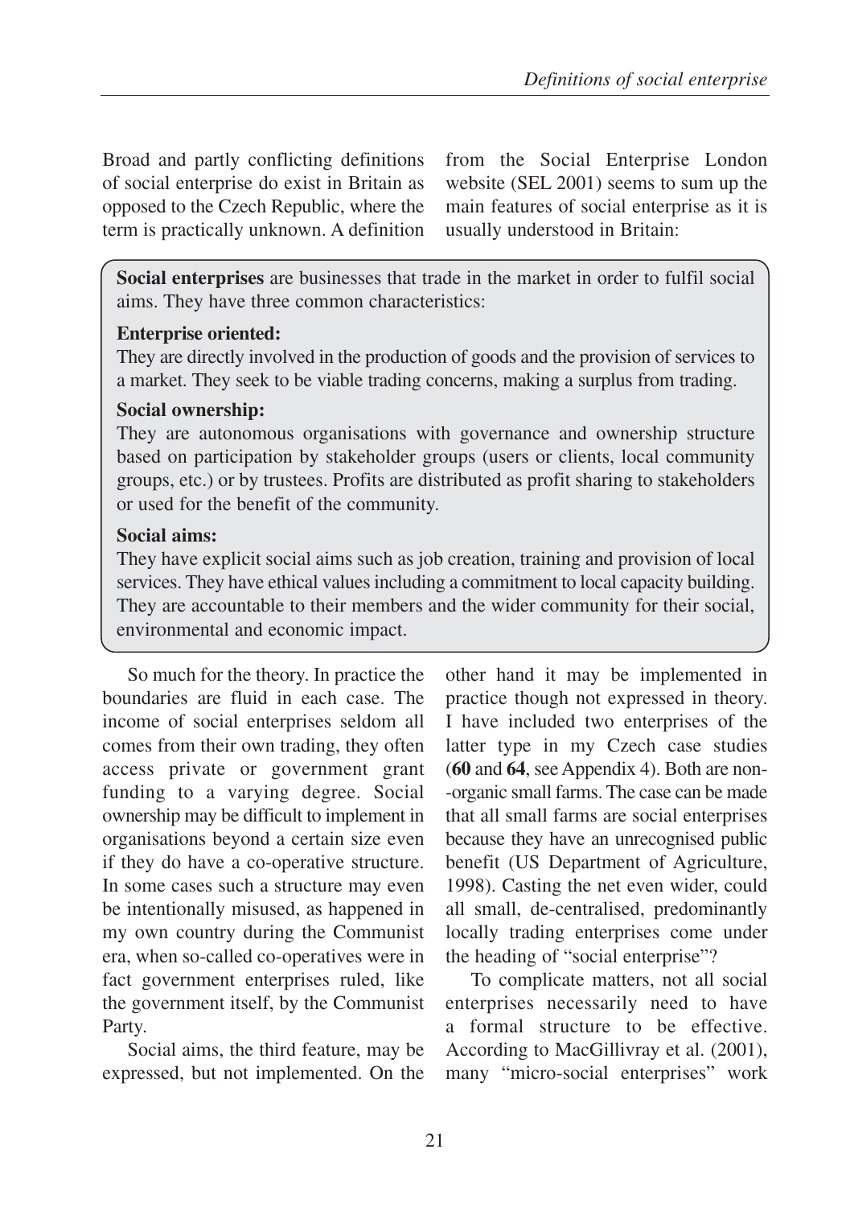Broad and partly conflicting definitions of social enterprise do exist in Britain as opposed to the Czech Republic, where the term is practically unknown. A definition from the Social Enterprise London website (SEL 2001) seems to sum up the main features of social enterprise as it is usually understood in Britain:

> **Social enterprises** are businesses that trade in the market in order to fulfil social aims. They have three common characteristics:
>
> **Enterprise oriented:**
> They are directly involved in the production of goods and the provision of services to a market. They seek to be viable trading concerns, making a surplus from trading.
>
> **Social ownership:**
> They are autonomous organisations with governance and ownership structure based on participation by stakeholder groups (users or clients, local community groups, etc.) or by trustees. Profits are distributed as profit sharing to stakeholders or used for the benefit of the community.
>
> **Social aims:**
> They have explicit social aims such as job creation, training and provision of local services. They have ethical values including a commitment to local capacity building. They are accountable to their members and the wider community for their social, environmental and economic impact.

So much for the theory. In practice the boundaries are fluid in each case. The income of social enterprises seldom all comes from their own trading, they often access private or government grant funding to a varying degree. Social ownership may be difficult to implement in organisations beyond a certain size even if they do have a co-operative structure. In some cases such a structure may even be intentionally misused, as happened in my own country during the Communist era, when so-called co-operatives were in fact government enterprises ruled, like the government itself, by the Communist Party.

Social aims, the third feature, may be expressed, but not implemented. On the other hand it may be implemented in practice though not expressed in theory. I have included two enterprises of the latter type in my Czech case studies (**60** and **64**, see Appendix 4). Both are non-organic small farms. The case can be made that all small farms are social enterprises because they have an unrecognised public benefit (US Department of Agriculture, 1998). Casting the net even wider, could all small, de-centralised, predominantly locally trading enterprises come under the heading of "social enterprise"?

To complicate matters, not all social enterprises necessarily need to have a formal structure to be effective. According to MacGillivray et al. (2001), many "micro-social enterprises" work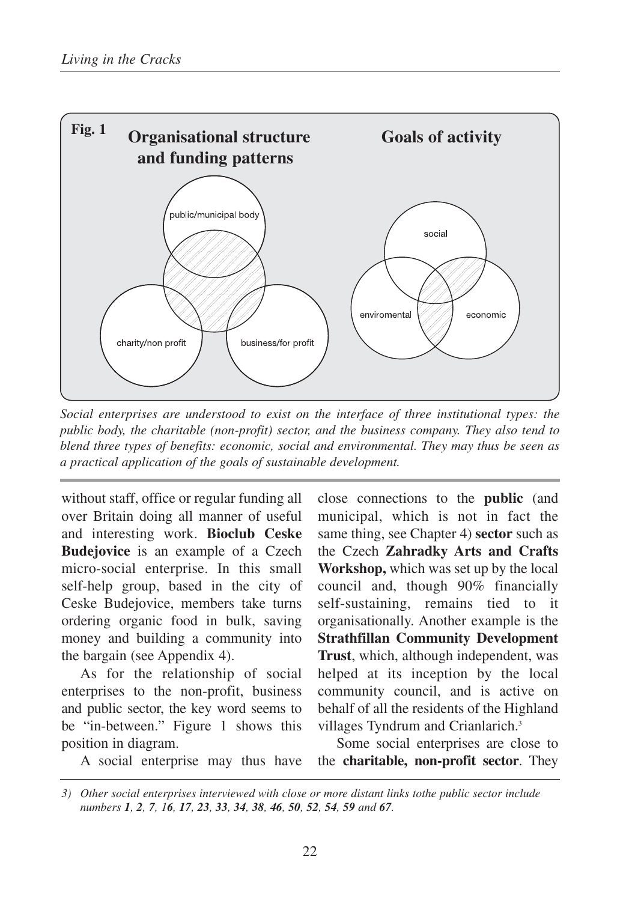**Fig. 1**

**Organisational structure and funding patterns**

public/municipal body

charity/non profit

business/for profit

**Goals of activity**

social

enviromental

economic

*Social enterprises are understood to exist on the interface of three institutional types: the public body, the charitable (non-profit) sector, and the business company. They also tend to blend three types of benefits: economic, social and environmental. They may thus be seen as a practical application of the goals of sustainable development.*

without staff, office or regular funding all over Britain doing all manner of useful and interesting work. **Bioclub Ceske Budejovice** is an example of a Czech micro-social enterprise. In this small self-help group, based in the city of Ceske Budejovice, members take turns ordering organic food in bulk, saving money and building a community into the bargain (see Appendix 4).

As for the relationship of social enterprises to the non-profit, business and public sector, the key word seems to be "in-between." Figure 1 shows this position in diagram.

A social enterprise may thus have close connections to the **public** (and municipal, which is not in fact the same thing, see Chapter 4) **sector** such as the Czech **Zahradky Arts and Crafts Workshop,** which was set up by the local council and, though 90% financially self-sustaining, remains tied to it organisationally. Another example is the **Strathfillan Community Development Trust**, which, although independent, was helped at its inception by the local community council, and is active on behalf of all the residents of the Highland villages Tyndrum and Crianlarich.[3]

Some social enterprises are close to the **charitable, non-profit sector**. They

*3) Other social enterprises interviewed with close or more distant links tothe public sector include numbers **1**, **2**, **7**, **16**, **17**, **23**, **33**, **34**, **38**, **46**, **50**, **52**, **54**, **59** and **67**.*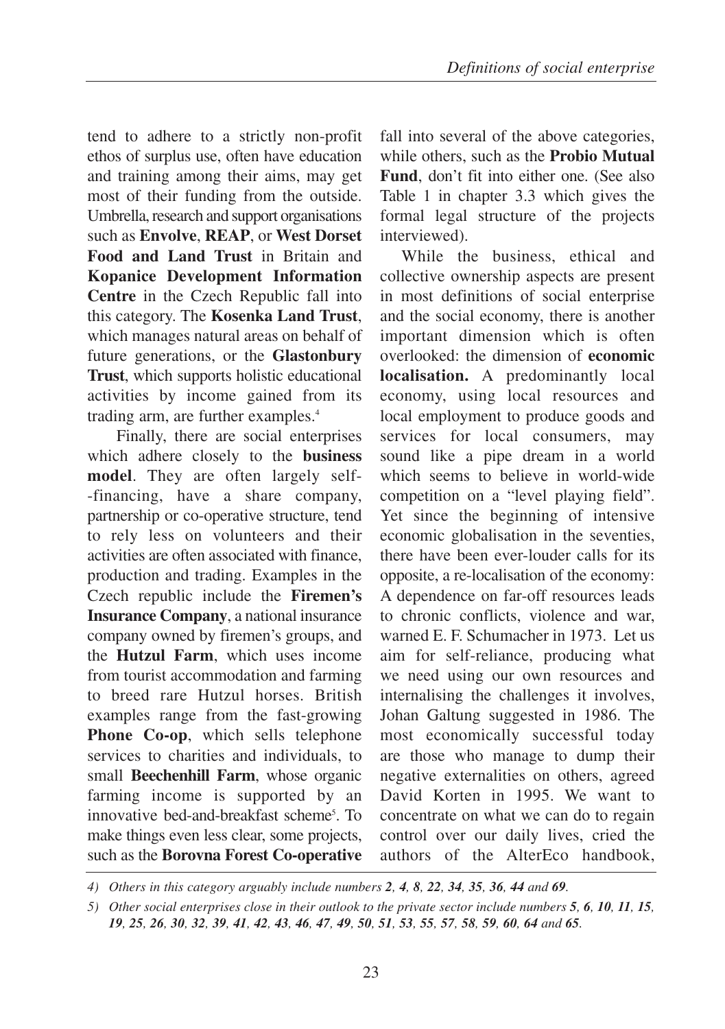tend to adhere to a strictly non-profit ethos of surplus use, often have education and training among their aims, may get most of their funding from the outside. Umbrella, research and support organisations such as **Envolve**, **REAP**, or **West Dorset Food and Land Trust** in Britain and **Kopanice Development Information Centre** in the Czech Republic fall into this category. The **Kosenka Land Trust**, which manages natural areas on behalf of future generations, or the **Glastonbury Trust**, which supports holistic educational activities by income gained from its trading arm, are further examples.[4]

Finally, there are social enterprises which adhere closely to the **business model**. They are often largely self--financing, have a share company, partnership or co-operative structure, tend to rely less on volunteers and their activities are often associated with finance, production and trading. Examples in the Czech republic include the **Firemen's Insurance Company**, a national insurance company owned by firemen's groups, and the **Hutzul Farm**, which uses income from tourist accommodation and farming to breed rare Hutzul horses. British examples range from the fast-growing **Phone Co-op**, which sells telephone services to charities and individuals, to small **Beechenhill Farm**, whose organic farming income is supported by an innovative bed-and-breakfast scheme[5]. To make things even less clear, some projects, such as the **Borovna Forest Co-operative** fall into several of the above categories, while others, such as the **Probio Mutual Fund**, don't fit into either one. (See also Table 1 in chapter 3.3 which gives the formal legal structure of the projects interviewed).

While the business, ethical and collective ownership aspects are present in most definitions of social enterprise and the social economy, there is another important dimension which is often overlooked: the dimension of **economic localisation.** A predominantly local economy, using local resources and local employment to produce goods and services for local consumers, may sound like a pipe dream in a world which seems to believe in world-wide competition on a "level playing field". Yet since the beginning of intensive economic globalisation in the seventies, there have been ever-louder calls for its opposite, a re-localisation of the economy: A dependence on far-off resources leads to chronic conflicts, violence and war, warned E. F. Schumacher in 1973. Let us aim for self-reliance, producing what we need using our own resources and internalising the challenges it involves, Johan Galtung suggested in 1986. The most economically successful today are those who manage to dump their negative externalities on others, agreed David Korten in 1995. We want to concentrate on what we can do to regain control over our daily lives, cried the authors of the AlterEco handbook,

*4) Others in this category arguably include numbers **2**, **4**, **8**, **22**, **34**, **35**, **36**, **44** and **69**.*

*5) Other social enterprises close in their outlook to the private sector include numbers **5**, **6**, **10**, **11**, **15**, **19**, **25**, **26**, **30**, **32**, **39**, **41**, **42**, **43**, **46**, **47**, **49**, **50**, **51**, **53**, **55**, **57**, **58**, **59**, **60**, **64** and **65**.*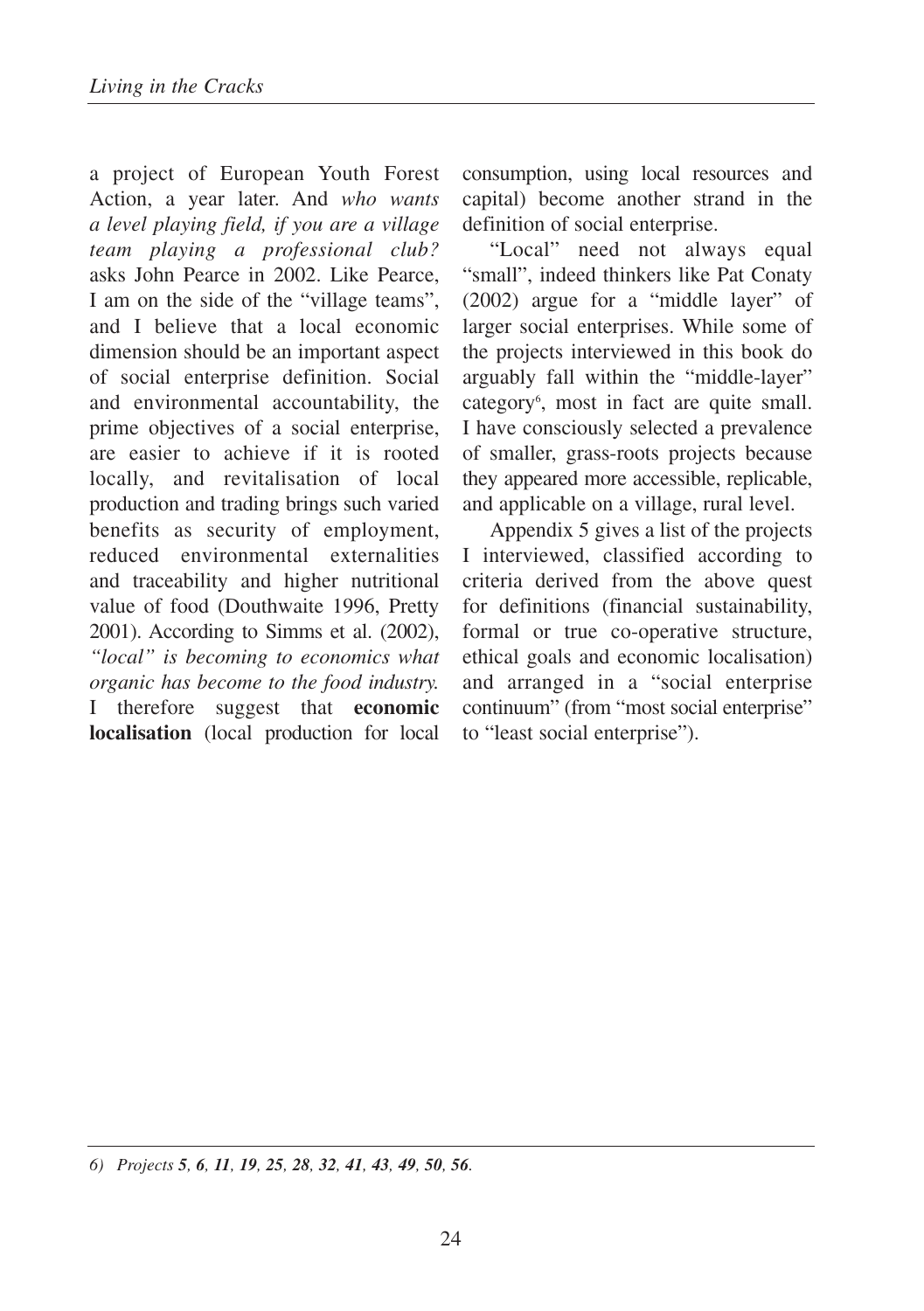a project of European Youth Forest Action, a year later. And *who wants a level playing field, if you are a village team playing a professional club?* asks John Pearce in 2002. Like Pearce, I am on the side of the "village teams", and I believe that a local economic dimension should be an important aspect of social enterprise definition. Social and environmental accountability, the prime objectives of a social enterprise, are easier to achieve if it is rooted locally, and revitalisation of local production and trading brings such varied benefits as security of employment, reduced environmental externalities and traceability and higher nutritional value of food (Douthwaite 1996, Pretty 2001). According to Simms et al. (2002), *"local" is becoming to economics what organic has become to the food industry.* I therefore suggest that **economic localisation** (local production for local consumption, using local resources and capital) become another strand in the definition of social enterprise.

"Local" need not always equal "small", indeed thinkers like Pat Conaty (2002) argue for a "middle layer" of larger social enterprises. While some of the projects interviewed in this book do arguably fall within the "middle-layer" category[6], most in fact are quite small. I have consciously selected a prevalence of smaller, grass-roots projects because they appeared more accessible, replicable, and applicable on a village, rural level.

Appendix 5 gives a list of the projects I interviewed, classified according to criteria derived from the above quest for definitions (financial sustainability, formal or true co-operative structure, ethical goals and economic localisation) and arranged in a "social enterprise continuum" (from "most social enterprise" to "least social enterprise").

---

*6) Projects **5, 6, 11, 19, 25, 28, 32, 41, 43, 49, 50, 56**.*